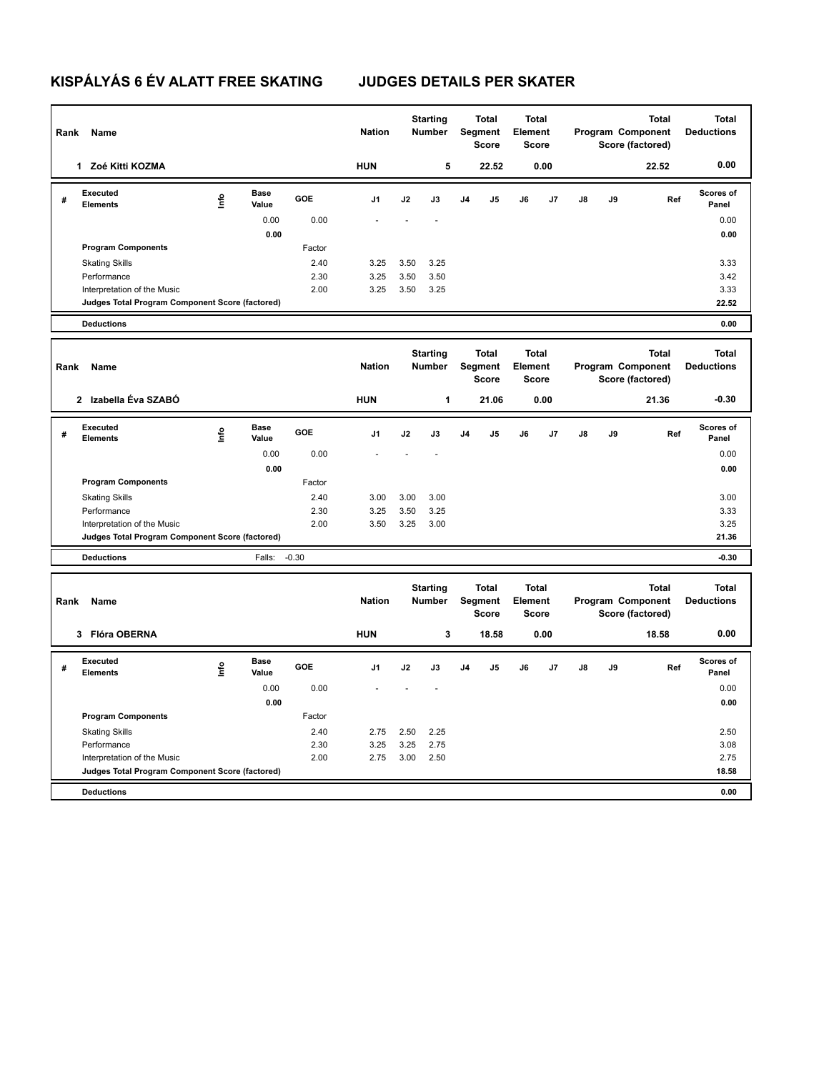# KISPÁLYÁS 6 ÉV ALATT FREE SKATING JUDGES DETAILS PER SKATER

| Rank | Name | Nation | Starting Number | Total Segment Score | Total Element Score | Total Program Component Score (factored) | Total Deductions |
|---|---|---|---|---|---|---|---|
| 1 | Zoé Kitti KOZMA | HUN | 5 | 22.52 | 0.00 | 22.52 | 0.00 |

| # | Executed Elements | Info | Base Value | GOE | J1 | J2 | J3 | J4 | J5 | J6 | J7 | J8 | J9 | Ref | Scores of Panel |
|---|---|---|---|---|---|---|---|---|---|---|---|---|---|---|---|
| | | | 0.00 | 0.00 | - | - | - | | | | | | | | 0.00 |
| | | | 0.00 | | | | | | | | | | | | 0.00 |
| | Program Components | | | Factor | | | | | | | | | | | |
| | Skating Skills | | | 2.40 | 3.25 | 3.50 | 3.25 | | | | | | | | 3.33 |
| | Performance | | | 2.30 | 3.25 | 3.50 | 3.50 | | | | | | | | 3.42 |
| | Interpretation of the Music | | | 2.00 | 3.25 | 3.50 | 3.25 | | | | | | | | 3.33 |
| | Judges Total Program Component Score (factored) | | | | | | | | | | | | | | 22.52 |
| | Deductions | | | | | | | | | | | | | | 0.00 |

| Rank | Name | Nation | Starting Number | Total Segment Score | Total Element Score | Total Program Component Score (factored) | Total Deductions |
|---|---|---|---|---|---|---|---|
| 2 | Izabella Éva SZABÓ | HUN | 1 | 21.06 | 0.00 | 21.36 | -0.30 |

| # | Executed Elements | Info | Base Value | GOE | J1 | J2 | J3 | J4 | J5 | J6 | J7 | J8 | J9 | Ref | Scores of Panel |
|---|---|---|---|---|---|---|---|---|---|---|---|---|---|---|---|
| | | | 0.00 | 0.00 | - | - | - | | | | | | | | 0.00 |
| | | | 0.00 | | | | | | | | | | | | 0.00 |
| | Program Components | | | Factor | | | | | | | | | | | |
| | Skating Skills | | | 2.40 | 3.00 | 3.00 | 3.00 | | | | | | | | 3.00 |
| | Performance | | | 2.30 | 3.25 | 3.50 | 3.25 | | | | | | | | 3.33 |
| | Interpretation of the Music | | | 2.00 | 3.50 | 3.25 | 3.00 | | | | | | | | 3.25 |
| | Judges Total Program Component Score (factored) | | | | | | | | | | | | | | 21.36 |
| | Deductions | | Falls: | -0.30 | | | | | | | | | | | -0.30 |

| Rank | Name | Nation | Starting Number | Total Segment Score | Total Element Score | Total Program Component Score (factored) | Total Deductions |
|---|---|---|---|---|---|---|---|
| 3 | Flóra OBERNA | HUN | 3 | 18.58 | 0.00 | 18.58 | 0.00 |

| # | Executed Elements | Info | Base Value | GOE | J1 | J2 | J3 | J4 | J5 | J6 | J7 | J8 | J9 | Ref | Scores of Panel |
|---|---|---|---|---|---|---|---|---|---|---|---|---|---|---|---|
| | | | 0.00 | 0.00 | - | - | - | | | | | | | | 0.00 |
| | | | 0.00 | | | | | | | | | | | | 0.00 |
| | Program Components | | | Factor | | | | | | | | | | | |
| | Skating Skills | | | 2.40 | 2.75 | 2.50 | 2.25 | | | | | | | | 2.50 |
| | Performance | | | 2.30 | 3.25 | 3.25 | 2.75 | | | | | | | | 3.08 |
| | Interpretation of the Music | | | 2.00 | 2.75 | 3.00 | 2.50 | | | | | | | | 2.75 |
| | Judges Total Program Component Score (factored) | | | | | | | | | | | | | | 18.58 |
| | Deductions | | | | | | | | | | | | | | 0.00 |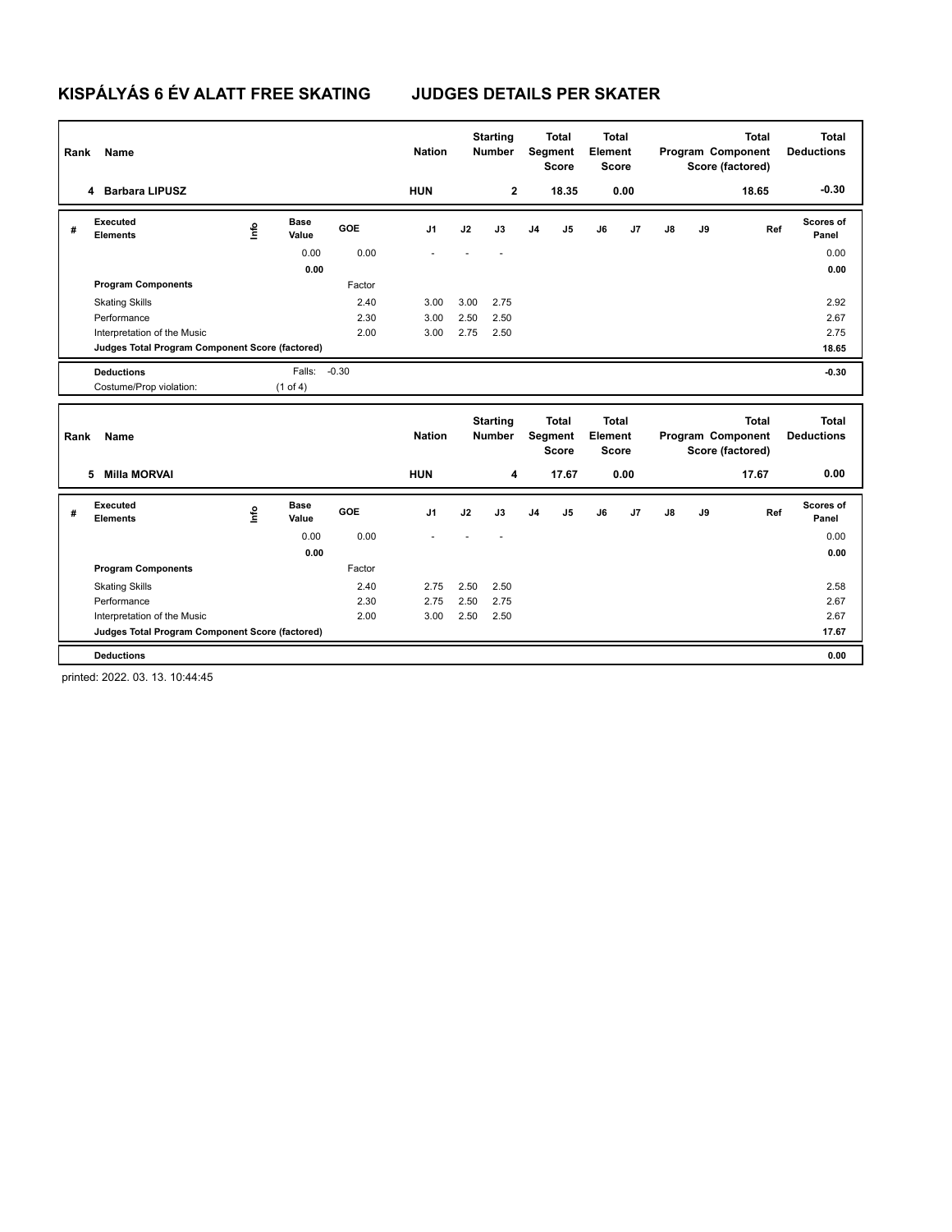# KISPÁLYÁS 6 ÉV ALATT FREE SKATING JUDGES DETAILS PER SKATER

| Rank | Name | Nation | Starting Number | Total Segment Score | Total Element Score | Total Program Component Score (factored) | Total Deductions |
|---|---|---|---|---|---|---|---|
| 4 | Barbara LIPUSZ | HUN | 2 | 18.35 | 0.00 | 18.65 | -0.30 |

| # | Executed Elements | Info | Base Value | GOE | J1 | J2 | J3 | J4 | J5 | J6 | J7 | J8 | J9 | Ref | Scores of Panel |
|---|---|---|---|---|---|---|---|---|---|---|---|---|---|---|---|
| | | | 0.00 | 0.00 | - | - | - | | | | | | | | 0.00 |
| | | | 0.00 | | | | | | | | | | | | 0.00 |
| | **Program Components** | | | Factor | | | | | | | | | | | |
| | Skating Skills | | | 2.40 | 3.00 | 3.00 | 2.75 | | | | | | | | 2.92 |
| | Performance | | | 2.30 | 3.00 | 2.50 | 2.50 | | | | | | | | 2.67 |
| | Interpretation of the Music | | | 2.00 | 3.00 | 2.75 | 2.50 | | | | | | | | 2.75 |
| | **Judges Total Program Component Score (factored)** | | | | | | | | | | | | | | 18.65 |
| | **Deductions** | | Falls: | -0.30 | | | | | | | | | | | -0.30 |
| | Costume/Prop violation: | | (1 of 4) | | | | | | | | | | | | |

| Rank | Name | Nation | Starting Number | Total Segment Score | Total Element Score | Total Program Component Score (factored) | Total Deductions |
|---|---|---|---|---|---|---|---|
| 5 | Milla MORVAI | HUN | 4 | 17.67 | 0.00 | 17.67 | 0.00 |

| # | Executed Elements | Info | Base Value | GOE | J1 | J2 | J3 | J4 | J5 | J6 | J7 | J8 | J9 | Ref | Scores of Panel |
|---|---|---|---|---|---|---|---|---|---|---|---|---|---|---|---|
| | | | 0.00 | 0.00 | - | - | - | | | | | | | | 0.00 |
| | | | 0.00 | | | | | | | | | | | | 0.00 |
| | **Program Components** | | | Factor | | | | | | | | | | | |
| | Skating Skills | | | 2.40 | 2.75 | 2.50 | 2.50 | | | | | | | | 2.58 |
| | Performance | | | 2.30 | 2.75 | 2.50 | 2.75 | | | | | | | | 2.67 |
| | Interpretation of the Music | | | 2.00 | 3.00 | 2.50 | 2.50 | | | | | | | | 2.67 |
| | **Judges Total Program Component Score (factored)** | | | | | | | | | | | | | | 17.67 |
| | **Deductions** | | | | | | | | | | | | | | 0.00 |

printed: 2022. 03. 13. 10:44:45